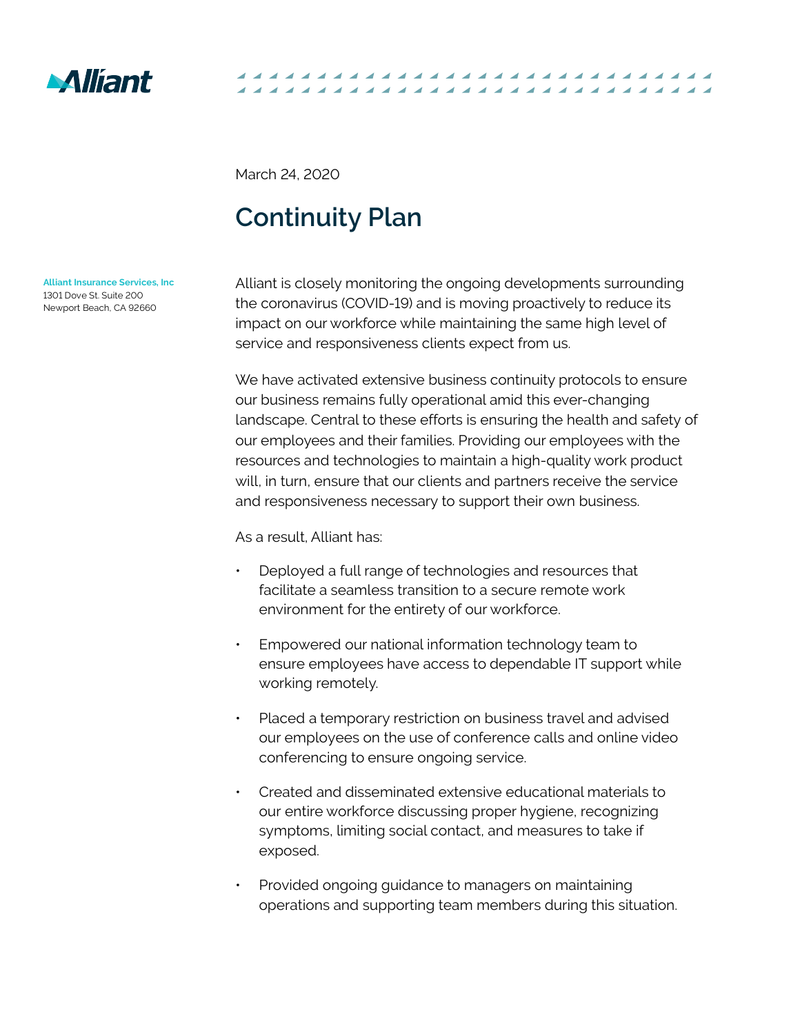Alliant

**Alliant Insurance Services, Inc**
1301 Dove St. Suite 200
Newport Beach, CA 92660

March 24, 2020

# Continuity Plan

Alliant is closely monitoring the ongoing developments surrounding the coronavirus (COVID-19) and is moving proactively to reduce its impact on our workforce while maintaining the same high level of service and responsiveness clients expect from us.

We have activated extensive business continuity protocols to ensure our business remains fully operational amid this ever-changing landscape. Central to these efforts is ensuring the health and safety of our employees and their families. Providing our employees with the resources and technologies to maintain a high-quality work product will, in turn, ensure that our clients and partners receive the service and responsiveness necessary to support their own business.

As a result, Alliant has:

- Deployed a full range of technologies and resources that facilitate a seamless transition to a secure remote work environment for the entirety of our workforce.
- Empowered our national information technology team to ensure employees have access to dependable IT support while working remotely.
- Placed a temporary restriction on business travel and advised our employees on the use of conference calls and online video conferencing to ensure ongoing service.
- Created and disseminated extensive educational materials to our entire workforce discussing proper hygiene, recognizing symptoms, limiting social contact, and measures to take if exposed.
- Provided ongoing guidance to managers on maintaining operations and supporting team members during this situation.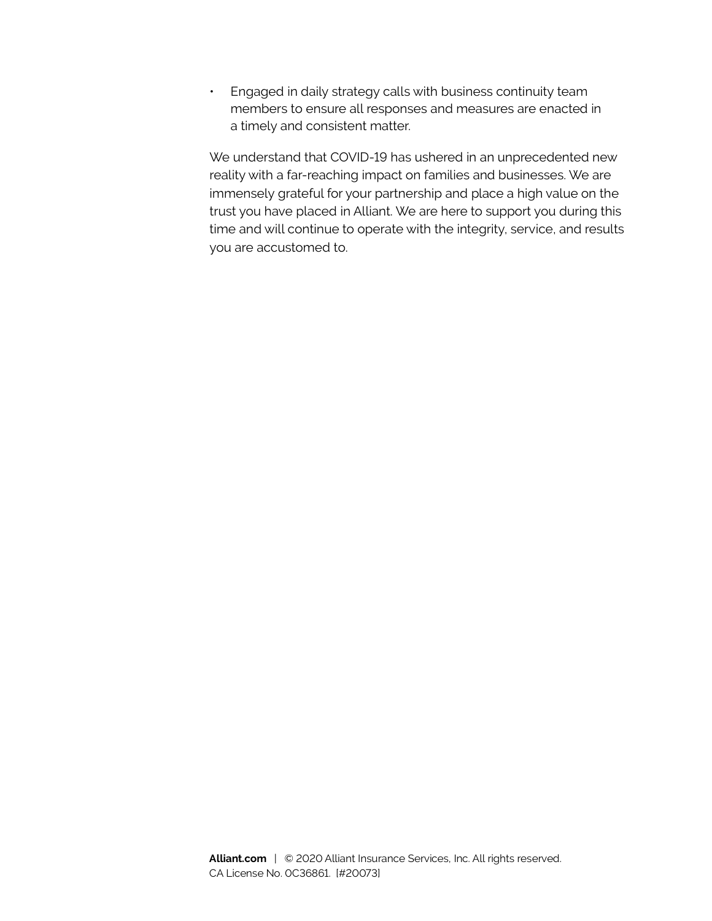- Engaged in daily strategy calls with business continuity team members to ensure all responses and measures are enacted in a timely and consistent matter.

We understand that COVID-19 has ushered in an unprecedented new reality with a far-reaching impact on families and businesses. We are immensely grateful for your partnership and place a high value on the trust you have placed in Alliant. We are here to support you during this time and will continue to operate with the integrity, service, and results you are accustomed to.

**Alliant.com** | © 2020 Alliant Insurance Services, Inc. All rights reserved. CA License No. 0C36861. [#20073]